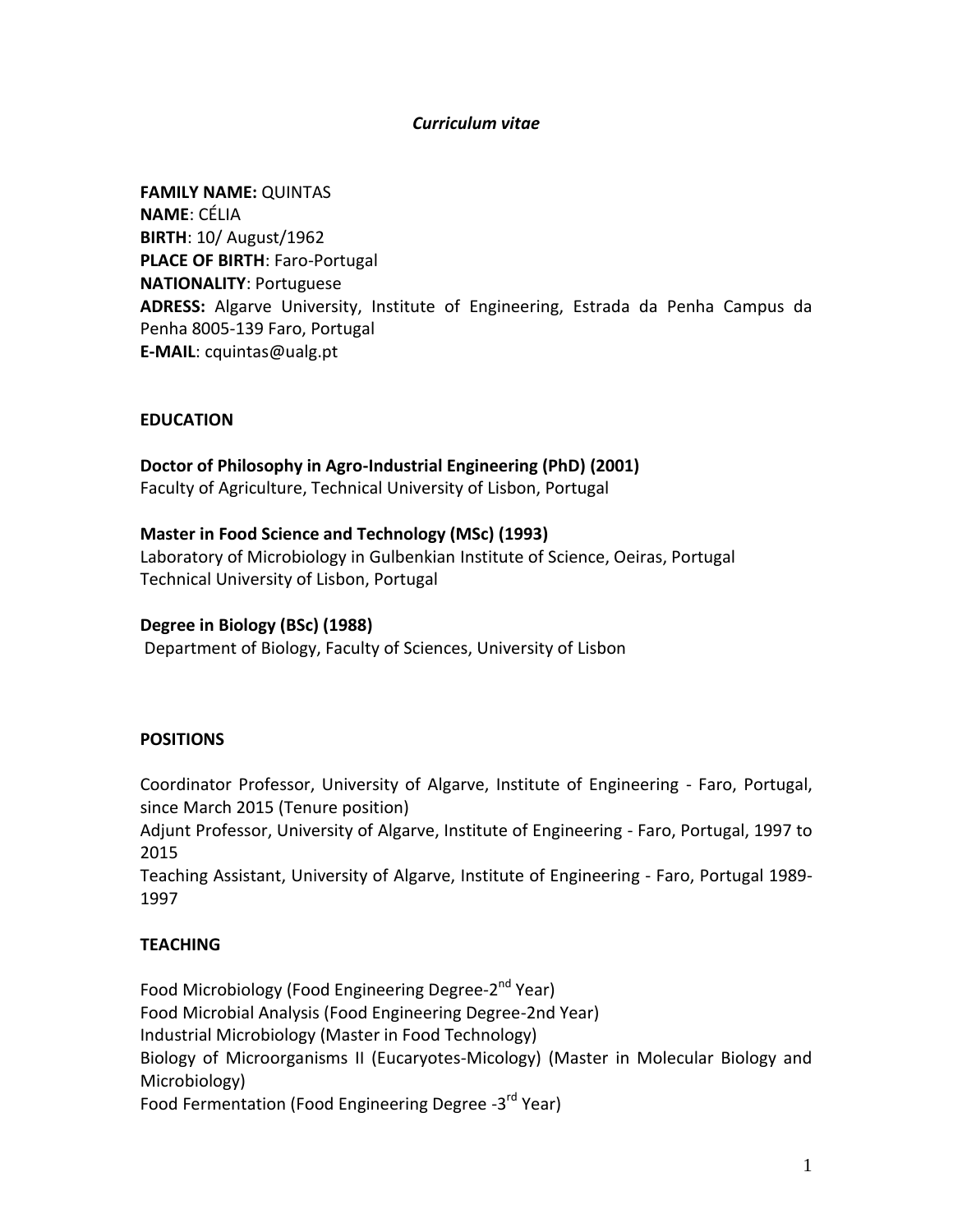*Curriculum vitae*

**FAMILY NAME:** QUINTAS
**NAME**: CÉLIA
**BIRTH**: 10/ August/1962
**PLACE OF BIRTH**: Faro-Portugal
**NATIONALITY**: Portuguese
**ADRESS:** Algarve University, Institute of Engineering, Estrada da Penha Campus da Penha 8005-139 Faro, Portugal
**E-MAIL**: cquintas@ualg.pt

## EDUCATION

**Doctor of Philosophy in Agro-Industrial Engineering (PhD) (2001)**
Faculty of Agriculture, Technical University of Lisbon, Portugal

**Master in Food Science and Technology (MSc) (1993)**
Laboratory of Microbiology in Gulbenkian Institute of Science, Oeiras, Portugal
Technical University of Lisbon, Portugal

**Degree in Biology (BSc) (1988)**
Department of Biology, Faculty of Sciences, University of Lisbon

## POSITIONS

Coordinator Professor, University of Algarve, Institute of Engineering - Faro, Portugal, since March 2015 (Tenure position)
Adjunt Professor, University of Algarve, Institute of Engineering - Faro, Portugal, 1997 to 2015
Teaching Assistant, University of Algarve, Institute of Engineering - Faro, Portugal 1989-1997

## TEACHING

Food Microbiology (Food Engineering Degree-2nd Year)
Food Microbial Analysis (Food Engineering Degree-2nd Year)
Industrial Microbiology (Master in Food Technology)
Biology of Microorganisms II (Eucaryotes-Micology) (Master in Molecular Biology and Microbiology)
Food Fermentation (Food Engineering Degree -3rd Year)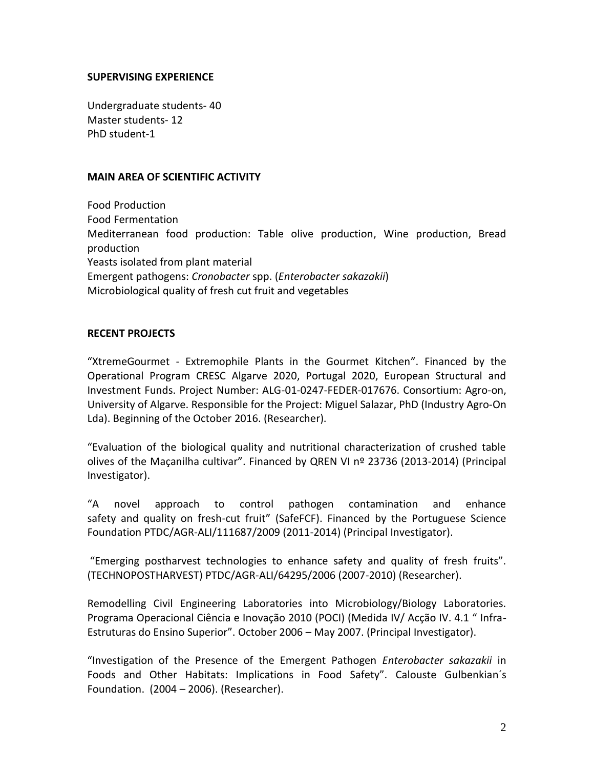## SUPERVISING EXPERIENCE

Undergraduate students- 40
Master students- 12
PhD student-1

## MAIN AREA OF SCIENTIFIC ACTIVITY

Food Production
Food Fermentation
Mediterranean food production: Table olive production, Wine production, Bread production
Yeasts isolated from plant material
Emergent pathogens: *Cronobacter* spp. (*Enterobacter sakazakii*)
Microbiological quality of fresh cut fruit and vegetables

## RECENT PROJECTS

"XtremeGourmet - Extremophile Plants in the Gourmet Kitchen". Financed by the Operational Program CRESC Algarve 2020, Portugal 2020, European Structural and Investment Funds. Project Number: ALG-01-0247-FEDER-017676. Consortium: Agro-on, University of Algarve. Responsible for the Project: Miguel Salazar, PhD (Industry Agro-On Lda). Beginning of the October 2016. (Researcher).

"Evaluation of the biological quality and nutritional characterization of crushed table olives of the Maçanilha cultivar". Financed by QREN VI nº 23736 (2013-2014) (Principal Investigator).

"A novel approach to control pathogen contamination and enhance safety and quality on fresh-cut fruit" (SafeFCF). Financed by the Portuguese Science Foundation PTDC/AGR-ALI/111687/2009 (2011-2014) (Principal Investigator).

"Emerging postharvest technologies to enhance safety and quality of fresh fruits". (TECHNOPOSTHARVEST) PTDC/AGR-ALI/64295/2006 (2007-2010) (Researcher).

Remodelling Civil Engineering Laboratories into Microbiology/Biology Laboratories. Programa Operacional Ciência e Inovação 2010 (POCI) (Medida IV/ Acção IV. 4.1 " Infra-Estruturas do Ensino Superior". October 2006 – May 2007. (Principal Investigator).

"Investigation of the Presence of the Emergent Pathogen *Enterobacter sakazakii* in Foods and Other Habitats: Implications in Food Safety". Calouste Gulbenkian´s Foundation. (2004 – 2006). (Researcher).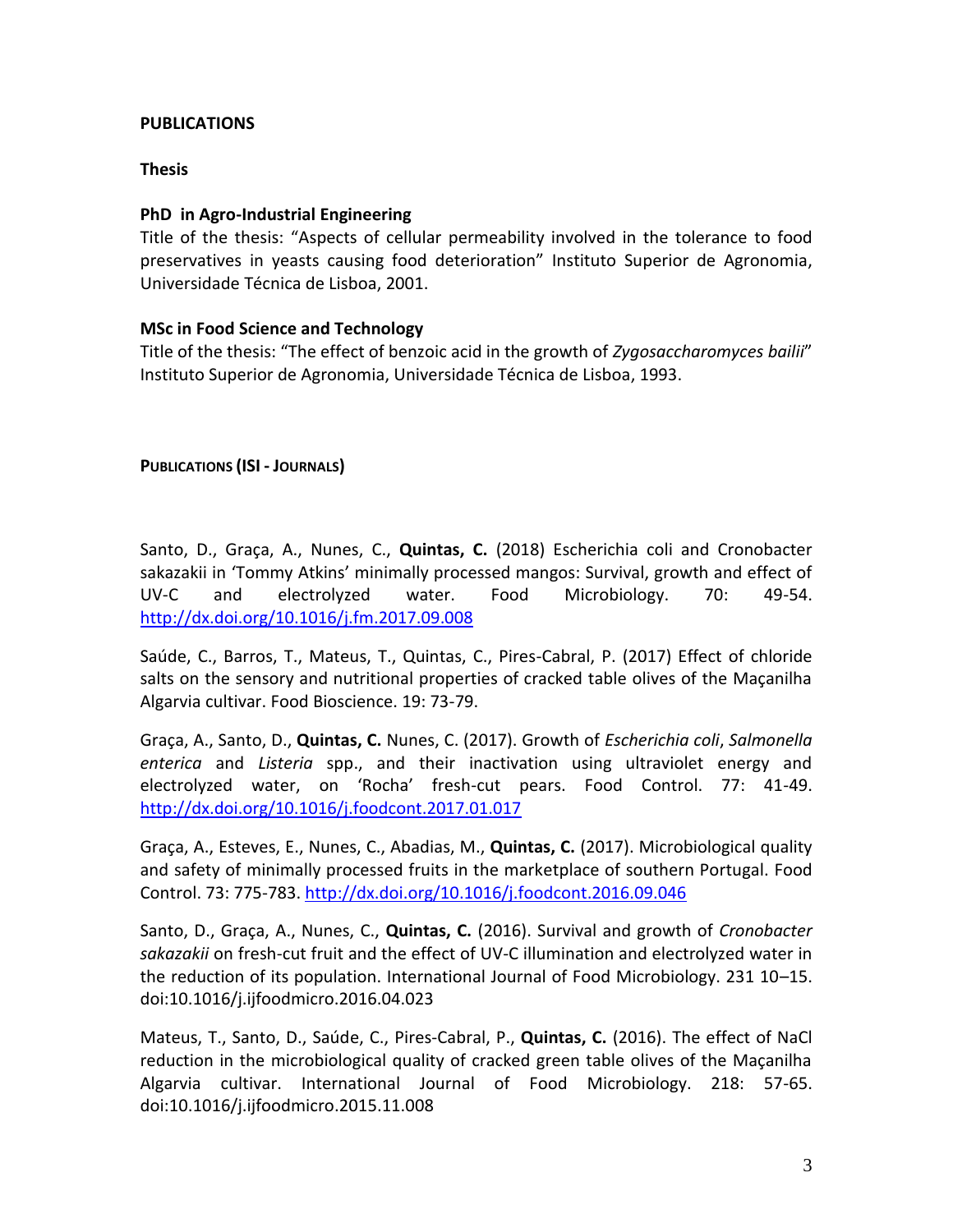**PUBLICATIONS**

**Thesis**

**PhD in Agro-Industrial Engineering**

Title of the thesis: "Aspects of cellular permeability involved in the tolerance to food preservatives in yeasts causing food deterioration" Instituto Superior de Agronomia, Universidade Técnica de Lisboa, 2001.

**MSc in Food Science and Technology**

Title of the thesis: "The effect of benzoic acid in the growth of *Zygosaccharomyces bailii*" Instituto Superior de Agronomia, Universidade Técnica de Lisboa, 1993.

**PUBLICATIONS (ISI - JOURNALS)**

Santo, D., Graça, A., Nunes, C., **Quintas, C.** (2018) Escherichia coli and Cronobacter sakazakii in 'Tommy Atkins' minimally processed mangos: Survival, growth and effect of UV-C and electrolyzed water. Food Microbiology. 70: 49-54. http://dx.doi.org/10.1016/j.fm.2017.09.008

Saúde, C., Barros, T., Mateus, T., Quintas, C., Pires-Cabral, P. (2017) Effect of chloride salts on the sensory and nutritional properties of cracked table olives of the Maçanilha Algarvia cultivar. Food Bioscience. 19: 73-79.

Graça, A., Santo, D., **Quintas, C.** Nunes, C. (2017). Growth of *Escherichia coli*, *Salmonella enterica* and *Listeria* spp., and their inactivation using ultraviolet energy and electrolyzed water, on 'Rocha' fresh-cut pears. Food Control. 77: 41-49. http://dx.doi.org/10.1016/j.foodcont.2017.01.017

Graça, A., Esteves, E., Nunes, C., Abadias, M., **Quintas, C.** (2017). Microbiological quality and safety of minimally processed fruits in the marketplace of southern Portugal. Food Control. 73: 775-783. http://dx.doi.org/10.1016/j.foodcont.2016.09.046

Santo, D., Graça, A., Nunes, C., **Quintas, C.** (2016). Survival and growth of *Cronobacter sakazakii* on fresh-cut fruit and the effect of UV-C illumination and electrolyzed water in the reduction of its population. International Journal of Food Microbiology. 231 10–15. doi:10.1016/j.ijfoodmicro.2016.04.023

Mateus, T., Santo, D., Saúde, C., Pires-Cabral, P., **Quintas, C.** (2016). The effect of NaCl reduction in the microbiological quality of cracked green table olives of the Maçanilha Algarvia cultivar. International Journal of Food Microbiology. 218: 57-65. doi:10.1016/j.ijfoodmicro.2015.11.008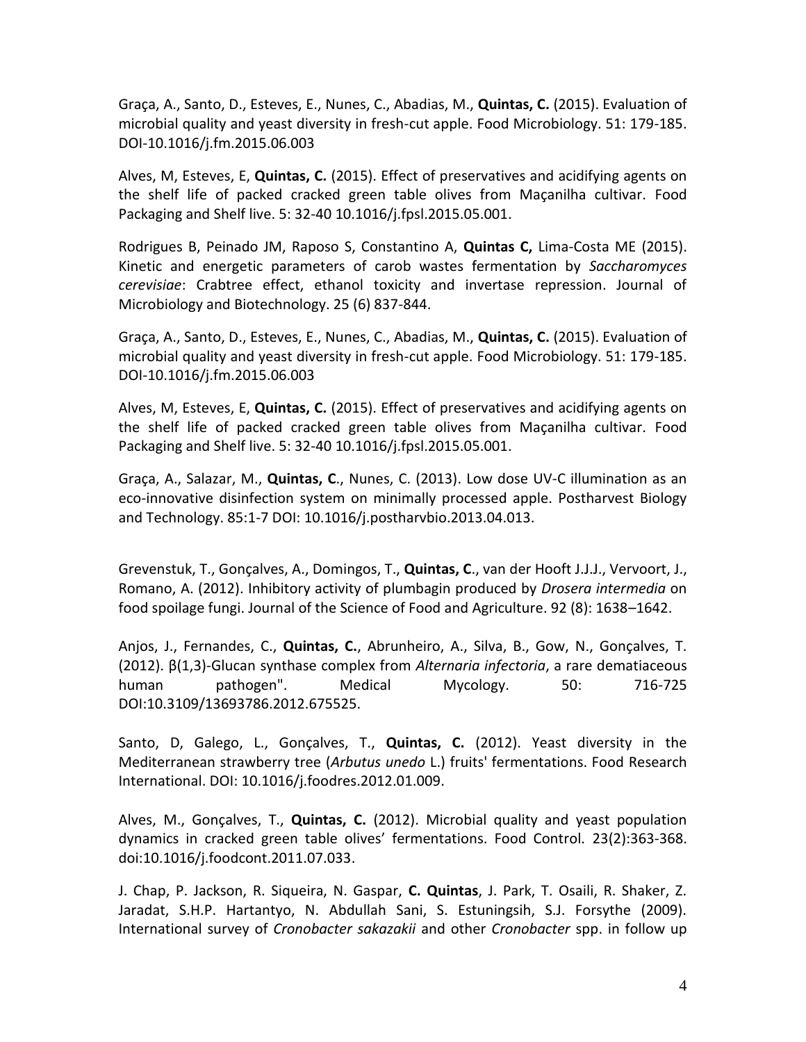Graça, A., Santo, D., Esteves, E., Nunes, C., Abadias, M., **Quintas, C.** (2015). Evaluation of microbial quality and yeast diversity in fresh-cut apple. Food Microbiology. 51: 179-185. DOI-10.1016/j.fm.2015.06.003

Alves, M, Esteves, E, **Quintas, C.** (2015). Effect of preservatives and acidifying agents on the shelf life of packed cracked green table olives from Maçanilha cultivar. Food Packaging and Shelf live. 5: 32-40 10.1016/j.fpsl.2015.05.001.

Rodrigues B, Peinado JM, Raposo S, Constantino A, **Quintas C,** Lima-Costa ME (2015). Kinetic and energetic parameters of carob wastes fermentation by *Saccharomyces cerevisiae*: Crabtree effect, ethanol toxicity and invertase repression. Journal of Microbiology and Biotechnology. 25 (6) 837-844.

Graça, A., Santo, D., Esteves, E., Nunes, C., Abadias, M., **Quintas, C.** (2015). Evaluation of microbial quality and yeast diversity in fresh-cut apple. Food Microbiology. 51: 179-185. DOI-10.1016/j.fm.2015.06.003

Alves, M, Esteves, E, **Quintas, C.** (2015). Effect of preservatives and acidifying agents on the shelf life of packed cracked green table olives from Maçanilha cultivar. Food Packaging and Shelf live. 5: 32-40 10.1016/j.fpsl.2015.05.001.

Graça, A., Salazar, M., **Quintas, C**., Nunes, C. (2013). Low dose UV-C illumination as an eco-innovative disinfection system on minimally processed apple. Postharvest Biology and Technology. 85:1-7 DOI: 10.1016/j.postharvbio.2013.04.013.

Grevenstuk, T., Gonçalves, A., Domingos, T., **Quintas, C**., van der Hooft J.J.J., Vervoort, J., Romano, A. (2012). Inhibitory activity of plumbagin produced by *Drosera intermedia* on food spoilage fungi. Journal of the Science of Food and Agriculture. 92 (8): 1638–1642.

Anjos, J., Fernandes, C., **Quintas, C.**, Abrunheiro, A., Silva, B., Gow, N., Gonçalves, T. (2012). β(1,3)-Glucan synthase complex from *Alternaria infectoria*, a rare dematiaceous human pathogen". Medical Mycology. 50: 716-725 DOI:10.3109/13693786.2012.675525.

Santo, D, Galego, L., Gonçalves, T., **Quintas, C.** (2012). Yeast diversity in the Mediterranean strawberry tree (*Arbutus unedo* L.) fruits' fermentations. Food Research International. DOI: 10.1016/j.foodres.2012.01.009.

Alves, M., Gonçalves, T., **Quintas, C.** (2012). Microbial quality and yeast population dynamics in cracked green table olives' fermentations. Food Control. 23(2):363-368. doi:10.1016/j.foodcont.2011.07.033.

J. Chap, P. Jackson, R. Siqueira, N. Gaspar, **C. Quintas**, J. Park, T. Osaili, R. Shaker, Z. Jaradat, S.H.P. Hartantyo, N. Abdullah Sani, S. Estuningsih, S.J. Forsythe (2009). International survey of *Cronobacter sakazakii* and other *Cronobacter* spp. in follow up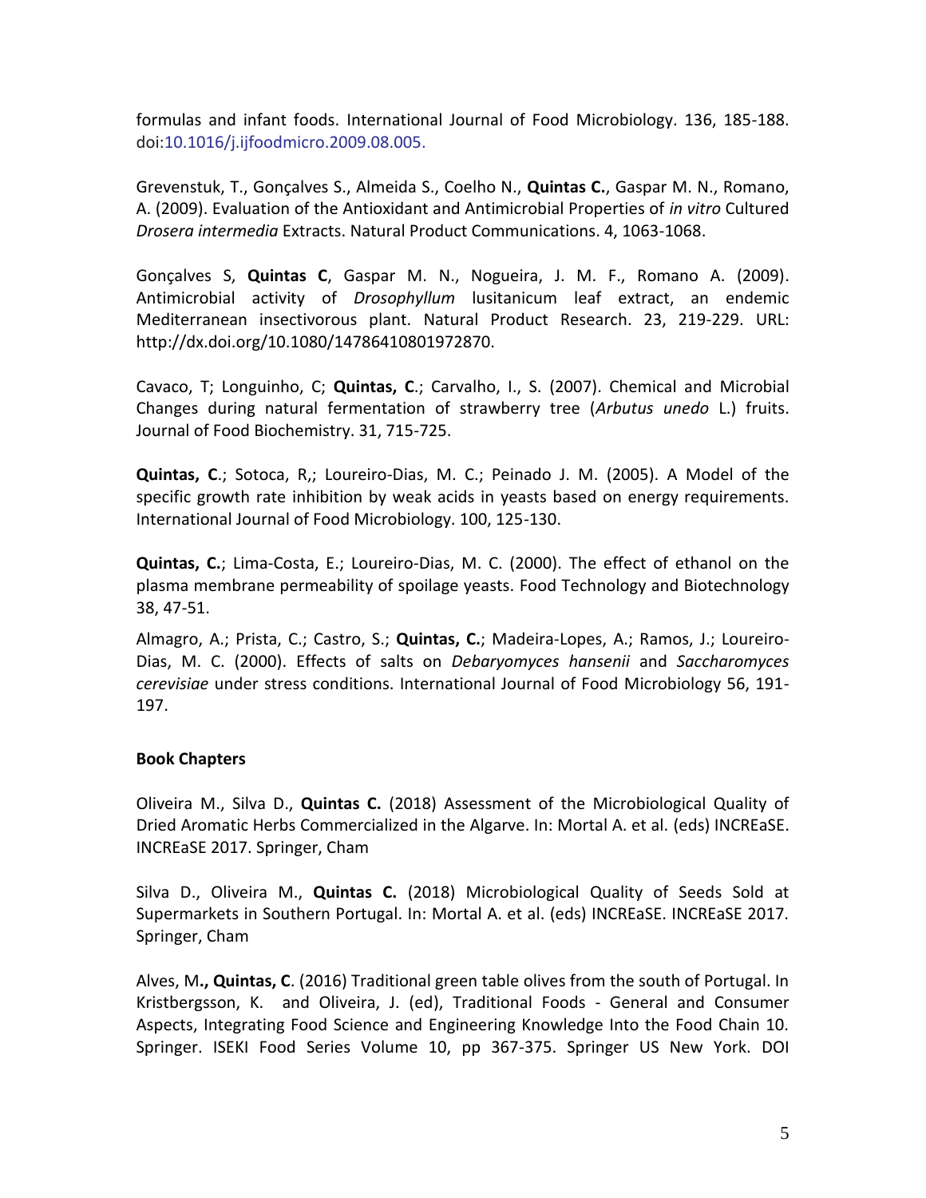formulas and infant foods. International Journal of Food Microbiology. 136, 185-188. doi:10.1016/j.ijfoodmicro.2009.08.005.

Grevenstuk, T., Gonçalves S., Almeida S., Coelho N., **Quintas C.**, Gaspar M. N., Romano, A. (2009). Evaluation of the Antioxidant and Antimicrobial Properties of *in vitro* Cultured *Drosera intermedia* Extracts. Natural Product Communications. 4, 1063-1068.

Gonçalves S, **Quintas C**, Gaspar M. N., Nogueira, J. M. F., Romano A. (2009). Antimicrobial activity of *Drosophyllum* lusitanicum leaf extract, an endemic Mediterranean insectivorous plant. Natural Product Research. 23, 219-229. URL: http://dx.doi.org/10.1080/14786410801972870.

Cavaco, T; Longuinho, C; **Quintas, C**.; Carvalho, I., S. (2007). Chemical and Microbial Changes during natural fermentation of strawberry tree (*Arbutus unedo* L.) fruits. Journal of Food Biochemistry. 31, 715-725.

**Quintas, C**.; Sotoca, R,; Loureiro-Dias, M. C.; Peinado J. M. (2005). A Model of the specific growth rate inhibition by weak acids in yeasts based on energy requirements. International Journal of Food Microbiology. 100, 125-130.

**Quintas, C.**; Lima-Costa, E.; Loureiro-Dias, M. C. (2000). The effect of ethanol on the plasma membrane permeability of spoilage yeasts. Food Technology and Biotechnology 38, 47-51.

Almagro, A.; Prista, C.; Castro, S.; **Quintas, C.**; Madeira-Lopes, A.; Ramos, J.; Loureiro-Dias, M. C. (2000). Effects of salts on *Debaryomyces hansenii* and *Saccharomyces cerevisiae* under stress conditions. International Journal of Food Microbiology 56, 191-197.

**Book Chapters**

Oliveira M., Silva D., **Quintas C.** (2018) Assessment of the Microbiological Quality of Dried Aromatic Herbs Commercialized in the Algarve. In: Mortal A. et al. (eds) INCREaSE. INCREaSE 2017. Springer, Cham

Silva D., Oliveira M., **Quintas C.** (2018) Microbiological Quality of Seeds Sold at Supermarkets in Southern Portugal. In: Mortal A. et al. (eds) INCREaSE. INCREaSE 2017. Springer, Cham

Alves, M**., Quintas, C**. (2016) Traditional green table olives from the south of Portugal. In Kristbergsson, K. and Oliveira, J. (ed), Traditional Foods - General and Consumer Aspects, Integrating Food Science and Engineering Knowledge Into the Food Chain 10. Springer. ISEKI Food Series Volume 10, pp 367-375. Springer US New York. DOI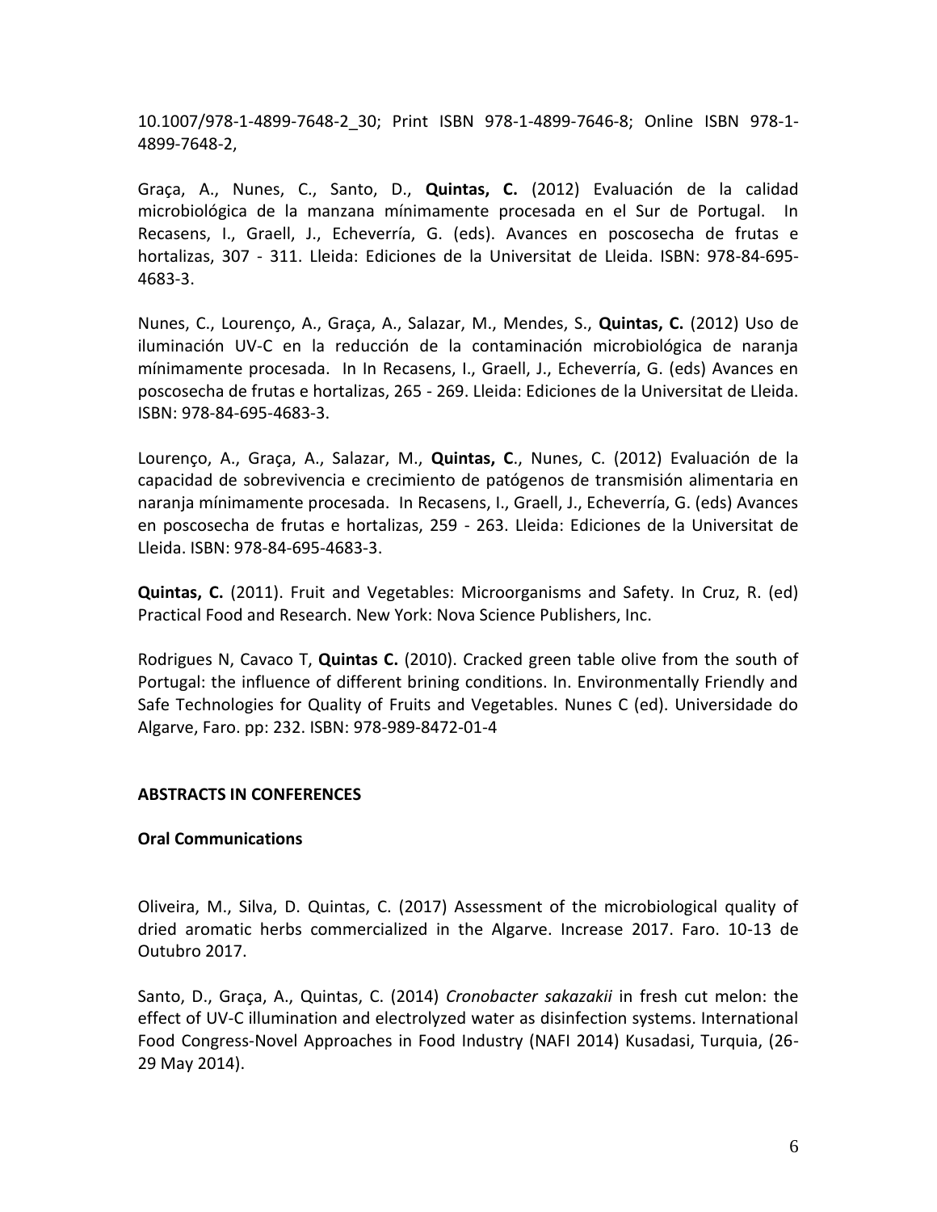10.1007/978-1-4899-7648-2_30; Print ISBN 978-1-4899-7646-8; Online ISBN 978-1-4899-7648-2,

Graça, A., Nunes, C., Santo, D., **Quintas, C.** (2012) Evaluación de la calidad microbiológica de la manzana mínimamente procesada en el Sur de Portugal. In Recasens, I., Graell, J., Echeverría, G. (eds). Avances en poscosecha de frutas e hortalizas, 307 - 311. Lleida: Ediciones de la Universitat de Lleida. ISBN: 978-84-695-4683-3.

Nunes, C., Lourenço, A., Graça, A., Salazar, M., Mendes, S., **Quintas, C.** (2012) Uso de iluminación UV-C en la reducción de la contaminación microbiológica de naranja mínimamente procesada. In In Recasens, I., Graell, J., Echeverría, G. (eds) Avances en poscosecha de frutas e hortalizas, 265 - 269. Lleida: Ediciones de la Universitat de Lleida. ISBN: 978-84-695-4683-3.

Lourenço, A., Graça, A., Salazar, M., **Quintas, C**., Nunes, C. (2012) Evaluación de la capacidad de sobrevivencia e crecimiento de patógenos de transmisión alimentaria en naranja mínimamente procesada. In Recasens, I., Graell, J., Echeverría, G. (eds) Avances en poscosecha de frutas e hortalizas, 259 - 263. Lleida: Ediciones de la Universitat de Lleida. ISBN: 978-84-695-4683-3.

**Quintas, C.** (2011). Fruit and Vegetables: Microorganisms and Safety. In Cruz, R. (ed) Practical Food and Research. New York: Nova Science Publishers, Inc.

Rodrigues N, Cavaco T, **Quintas C.** (2010). Cracked green table olive from the south of Portugal: the influence of different brining conditions. In. Environmentally Friendly and Safe Technologies for Quality of Fruits and Vegetables. Nunes C (ed). Universidade do Algarve, Faro. pp: 232. ISBN: 978-989-8472-01-4

**ABSTRACTS IN CONFERENCES**

**Oral Communications**

Oliveira, M., Silva, D. Quintas, C. (2017) Assessment of the microbiological quality of dried aromatic herbs commercialized in the Algarve. Increase 2017. Faro. 10-13 de Outubro 2017.

Santo, D., Graça, A., Quintas, C. (2014) *Cronobacter sakazakii* in fresh cut melon: the effect of UV-C illumination and electrolyzed water as disinfection systems. International Food Congress-Novel Approaches in Food Industry (NAFI 2014) Kusadasi, Turquia, (26-29 May 2014).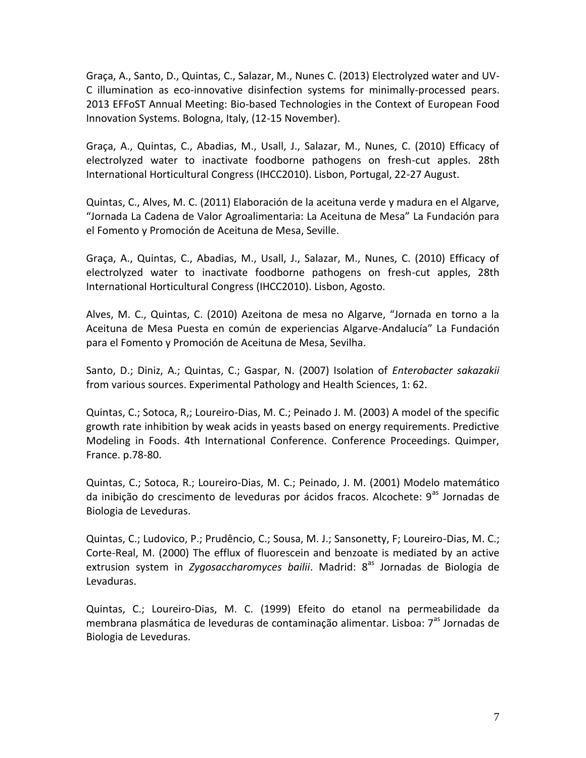Graça, A., Santo, D., Quintas, C., Salazar, M., Nunes C. (2013) Electrolyzed water and UV-C illumination as eco-innovative disinfection systems for minimally-processed pears. 2013 EFFoST Annual Meeting: Bio-based Technologies in the Context of European Food Innovation Systems. Bologna, Italy, (12-15 November).

Graça, A., Quintas, C., Abadias, M., Usall, J., Salazar, M., Nunes, C. (2010) Efficacy of electrolyzed water to inactivate foodborne pathogens on fresh-cut apples. 28th International Horticultural Congress (IHCC2010). Lisbon, Portugal, 22-27 August.

Quintas, C., Alves, M. C. (2011) Elaboración de la aceituna verde y madura en el Algarve, "Jornada La Cadena de Valor Agroalimentaria: La Aceituna de Mesa" La Fundación para el Fomento y Promoción de Aceituna de Mesa, Seville.

Graça, A., Quintas, C., Abadias, M., Usall, J., Salazar, M., Nunes, C. (2010) Efficacy of electrolyzed water to inactivate foodborne pathogens on fresh-cut apples, 28th International Horticultural Congress (IHCC2010). Lisbon, Agosto.

Alves, M. C., Quintas, C. (2010) Azeitona de mesa no Algarve, "Jornada en torno a la Aceituna de Mesa Puesta en común de experiencias Algarve-Andalucía" La Fundación para el Fomento y Promoción de Aceituna de Mesa, Sevilha.

Santo, D.; Diniz, A.; Quintas, C.; Gaspar, N. (2007) Isolation of *Enterobacter sakazakii* from various sources. Experimental Pathology and Health Sciences, 1: 62.

Quintas, C.; Sotoca, R,; Loureiro-Dias, M. C.; Peinado J. M. (2003) A model of the specific growth rate inhibition by weak acids in yeasts based on energy requirements. Predictive Modeling in Foods. 4th International Conference. Conference Proceedings. Quimper, France. p.78-80.

Quintas, C.; Sotoca, R.; Loureiro-Dias, M. C.; Peinado, J. M. (2001) Modelo matemático da inibição do crescimento de leveduras por ácidos fracos. Alcochete: 9[as] Jornadas de Biologia de Leveduras.

Quintas, C.; Ludovico, P.; Prudêncio, C.; Sousa, M. J.; Sansonetty, F; Loureiro-Dias, M. C.; Corte-Real, M. (2000) The efflux of fluorescein and benzoate is mediated by an active extrusion system in *Zygosaccharomyces bailii*. Madrid: 8[as] Jornadas de Biologia de Levaduras.

Quintas, C.; Loureiro-Dias, M. C. (1999) Efeito do etanol na permeabilidade da membrana plasmática de leveduras de contaminação alimentar. Lisboa: 7[as] Jornadas de Biologia de Leveduras.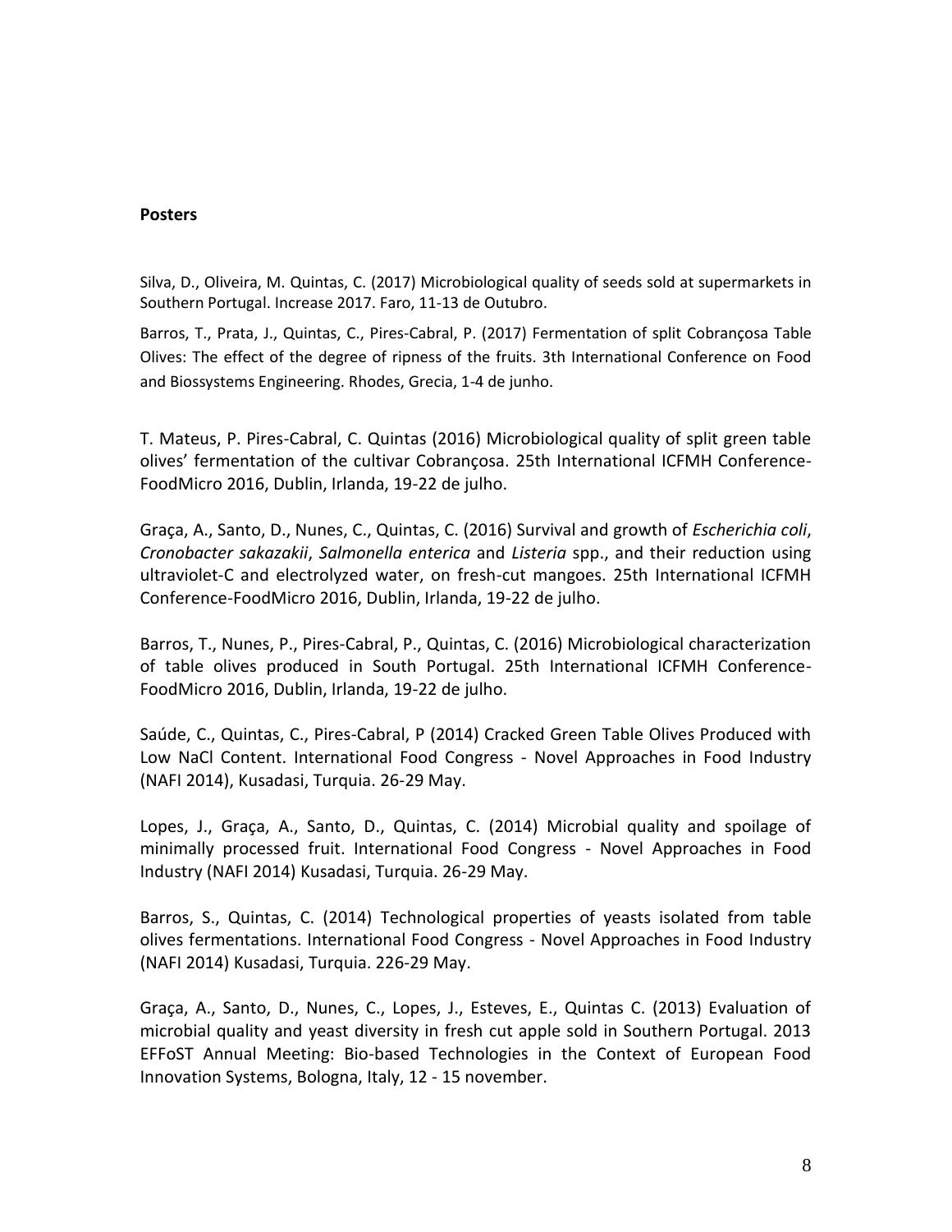**Posters**

Silva, D., Oliveira, M. Quintas, C. (2017) Microbiological quality of seeds sold at supermarkets in Southern Portugal. Increase 2017. Faro, 11-13 de Outubro.

Barros, T., Prata, J., Quintas, C., Pires-Cabral, P. (2017) Fermentation of split Cobrançosa Table Olives: The effect of the degree of ripness of the fruits. 3th International Conference on Food and Biossystems Engineering. Rhodes, Grecia, 1-4 de junho.

T. Mateus, P. Pires-Cabral, C. Quintas (2016) Microbiological quality of split green table olives' fermentation of the cultivar Cobrançosa. 25th International ICFMH Conference-FoodMicro 2016, Dublin, Irlanda, 19-22 de julho.

Graça, A., Santo, D., Nunes, C., Quintas, C. (2016) Survival and growth of *Escherichia coli*, *Cronobacter sakazakii*, *Salmonella enterica* and *Listeria* spp., and their reduction using ultraviolet-C and electrolyzed water, on fresh-cut mangoes. 25th International ICFMH Conference-FoodMicro 2016, Dublin, Irlanda, 19-22 de julho.

Barros, T., Nunes, P., Pires-Cabral, P., Quintas, C. (2016) Microbiological characterization of table olives produced in South Portugal. 25th International ICFMH Conference-FoodMicro 2016, Dublin, Irlanda, 19-22 de julho.

Saúde, C., Quintas, C., Pires-Cabral, P (2014) Cracked Green Table Olives Produced with Low NaCl Content. International Food Congress - Novel Approaches in Food Industry (NAFI 2014), Kusadasi, Turquia. 26-29 May.

Lopes, J., Graça, A., Santo, D., Quintas, C. (2014) Microbial quality and spoilage of minimally processed fruit. International Food Congress - Novel Approaches in Food Industry (NAFI 2014) Kusadasi, Turquia. 26-29 May.

Barros, S., Quintas, C. (2014) Technological properties of yeasts isolated from table olives fermentations. International Food Congress - Novel Approaches in Food Industry (NAFI 2014) Kusadasi, Turquia. 226-29 May.

Graça, A., Santo, D., Nunes, C., Lopes, J., Esteves, E., Quintas C. (2013) Evaluation of microbial quality and yeast diversity in fresh cut apple sold in Southern Portugal. 2013 EFFoST Annual Meeting: Bio-based Technologies in the Context of European Food Innovation Systems, Bologna, Italy, 12 - 15 november.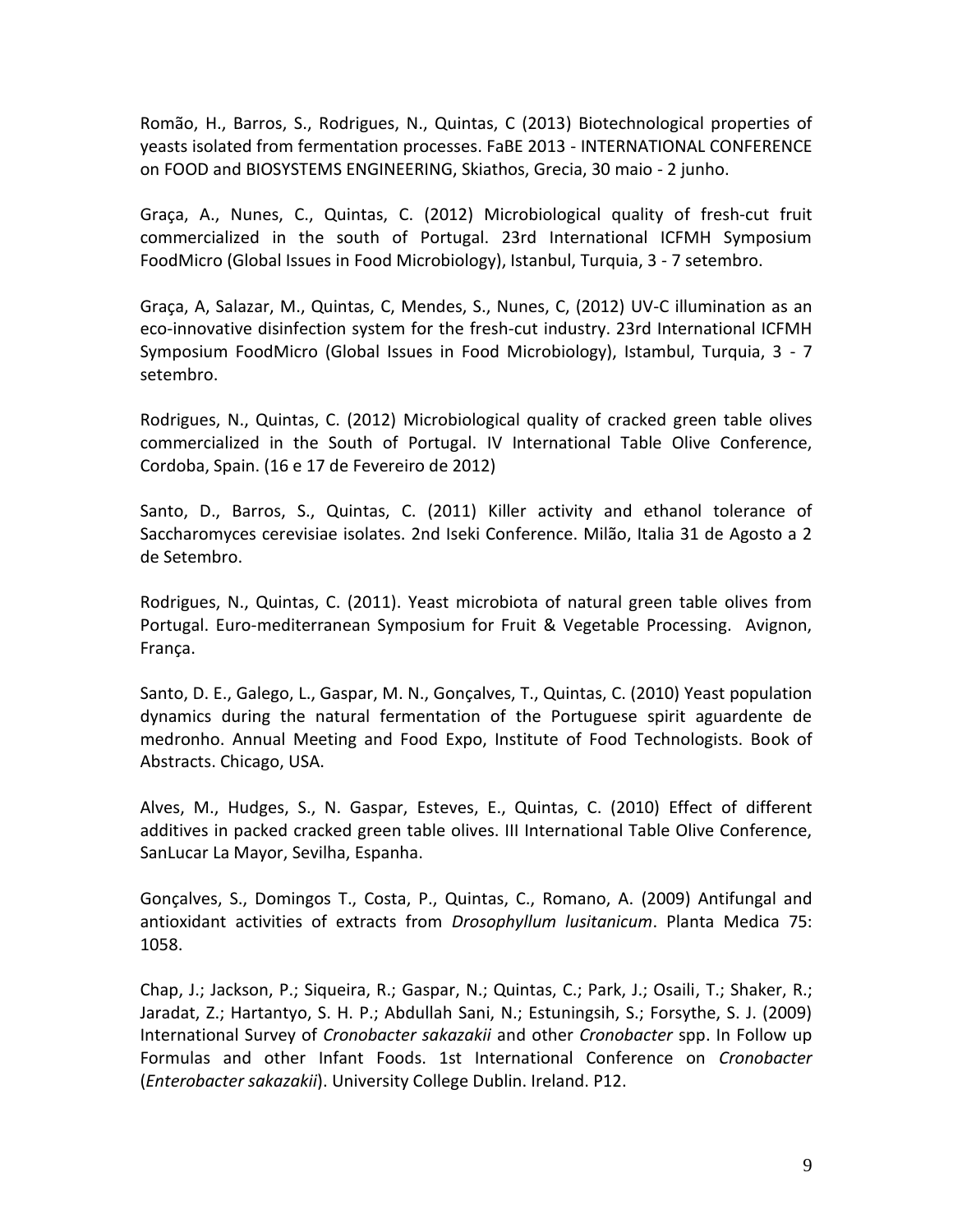Romão, H., Barros, S., Rodrigues, N., Quintas, C (2013) Biotechnological properties of yeasts isolated from fermentation processes. FaBE 2013 - INTERNATIONAL CONFERENCE on FOOD and BIOSYSTEMS ENGINEERING, Skiathos, Grecia, 30 maio - 2 junho.

Graça, A., Nunes, C., Quintas, C. (2012) Microbiological quality of fresh-cut fruit commercialized in the south of Portugal. 23rd International ICFMH Symposium FoodMicro (Global Issues in Food Microbiology), Istanbul, Turquia, 3 - 7 setembro.

Graça, A, Salazar, M., Quintas, C, Mendes, S., Nunes, C, (2012) UV-C illumination as an eco-innovative disinfection system for the fresh-cut industry. 23rd International ICFMH Symposium FoodMicro (Global Issues in Food Microbiology), Istambul, Turquia, 3 - 7 setembro.

Rodrigues, N., Quintas, C. (2012) Microbiological quality of cracked green table olives commercialized in the South of Portugal. IV International Table Olive Conference, Cordoba, Spain. (16 e 17 de Fevereiro de 2012)

Santo, D., Barros, S., Quintas, C. (2011) Killer activity and ethanol tolerance of Saccharomyces cerevisiae isolates. 2nd Iseki Conference. Milão, Italia 31 de Agosto a 2 de Setembro.

Rodrigues, N., Quintas, C. (2011). Yeast microbiota of natural green table olives from Portugal. Euro-mediterranean Symposium for Fruit & Vegetable Processing. Avignon, França.

Santo, D. E., Galego, L., Gaspar, M. N., Gonçalves, T., Quintas, C. (2010) Yeast population dynamics during the natural fermentation of the Portuguese spirit aguardente de medronho. Annual Meeting and Food Expo, Institute of Food Technologists. Book of Abstracts. Chicago, USA.

Alves, M., Hudges, S., N. Gaspar, Esteves, E., Quintas, C. (2010) Effect of different additives in packed cracked green table olives. III International Table Olive Conference, SanLucar La Mayor, Sevilha, Espanha.

Gonçalves, S., Domingos T., Costa, P., Quintas, C., Romano, A. (2009) Antifungal and antioxidant activities of extracts from *Drosophyllum lusitanicum*. Planta Medica 75: 1058.

Chap, J.; Jackson, P.; Siqueira, R.; Gaspar, N.; Quintas, C.; Park, J.; Osaili, T.; Shaker, R.; Jaradat, Z.; Hartantyo, S. H. P.; Abdullah Sani, N.; Estuningsih, S.; Forsythe, S. J. (2009) International Survey of *Cronobacter sakazakii* and other *Cronobacter* spp. In Follow up Formulas and other Infant Foods. 1st International Conference on *Cronobacter* (*Enterobacter sakazakii*). University College Dublin. Ireland. P12.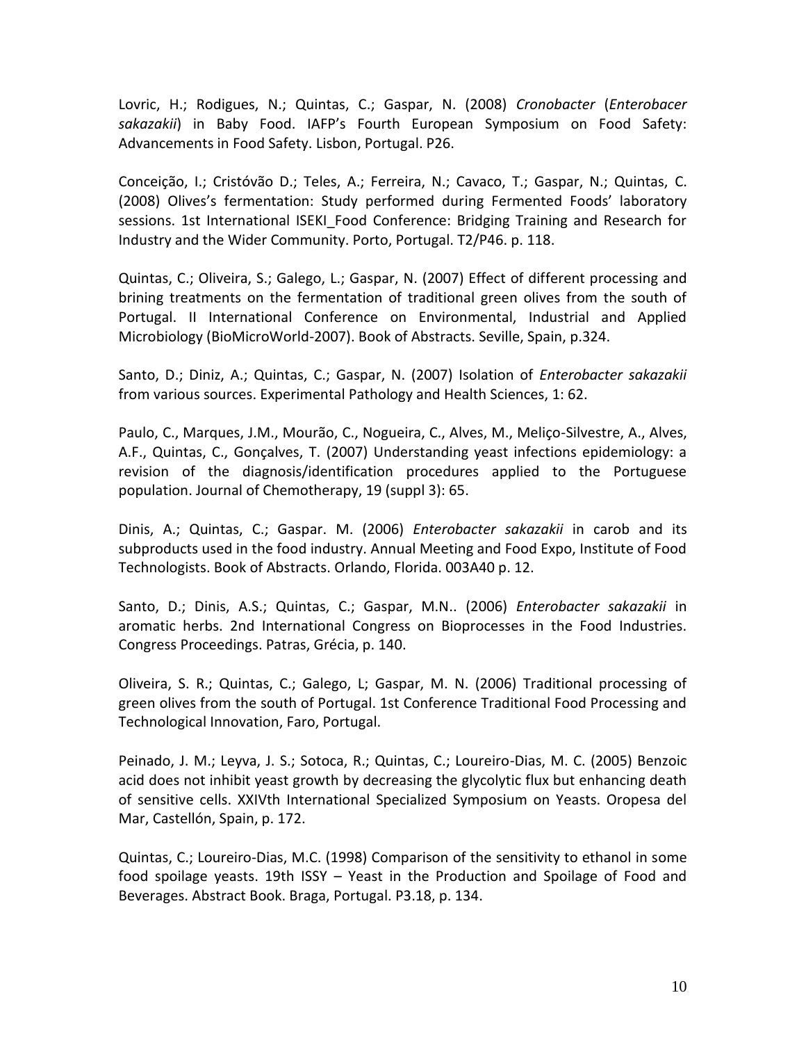Lovric, H.; Rodigues, N.; Quintas, C.; Gaspar, N. (2008) *Cronobacter* (*Enterobacer sakazakii*) in Baby Food. IAFP's Fourth European Symposium on Food Safety: Advancements in Food Safety. Lisbon, Portugal. P26.

Conceição, I.; Cristóvão D.; Teles, A.; Ferreira, N.; Cavaco, T.; Gaspar, N.; Quintas, C. (2008) Olives's fermentation: Study performed during Fermented Foods' laboratory sessions. 1st International ISEKI_Food Conference: Bridging Training and Research for Industry and the Wider Community. Porto, Portugal. T2/P46. p. 118.

Quintas, C.; Oliveira, S.; Galego, L.; Gaspar, N. (2007) Effect of different processing and brining treatments on the fermentation of traditional green olives from the south of Portugal. II International Conference on Environmental, Industrial and Applied Microbiology (BioMicroWorld-2007). Book of Abstracts. Seville, Spain, p.324.

Santo, D.; Diniz, A.; Quintas, C.; Gaspar, N. (2007) Isolation of *Enterobacter sakazakii* from various sources. Experimental Pathology and Health Sciences, 1: 62.

Paulo, C., Marques, J.M., Mourão, C., Nogueira, C., Alves, M., Meliço-Silvestre, A., Alves, A.F., Quintas, C., Gonçalves, T. (2007) Understanding yeast infections epidemiology: a revision of the diagnosis/identification procedures applied to the Portuguese population. Journal of Chemotherapy, 19 (suppl 3): 65.

Dinis, A.; Quintas, C.; Gaspar. M. (2006) *Enterobacter sakazakii* in carob and its subproducts used in the food industry. Annual Meeting and Food Expo, Institute of Food Technologists. Book of Abstracts. Orlando, Florida. 003A40 p. 12.

Santo, D.; Dinis, A.S.; Quintas, C.; Gaspar, M.N.. (2006) *Enterobacter sakazakii* in aromatic herbs. 2nd International Congress on Bioprocesses in the Food Industries. Congress Proceedings. Patras, Grécia, p. 140.

Oliveira, S. R.; Quintas, C.; Galego, L; Gaspar, M. N. (2006) Traditional processing of green olives from the south of Portugal. 1st Conference Traditional Food Processing and Technological Innovation, Faro, Portugal.

Peinado, J. M.; Leyva, J. S.; Sotoca, R.; Quintas, C.; Loureiro-Dias, M. C. (2005) Benzoic acid does not inhibit yeast growth by decreasing the glycolytic flux but enhancing death of sensitive cells. XXIVth International Specialized Symposium on Yeasts. Oropesa del Mar, Castellón, Spain, p. 172.

Quintas, C.; Loureiro-Dias, M.C. (1998) Comparison of the sensitivity to ethanol in some food spoilage yeasts. 19th ISSY – Yeast in the Production and Spoilage of Food and Beverages. Abstract Book. Braga, Portugal. P3.18, p. 134.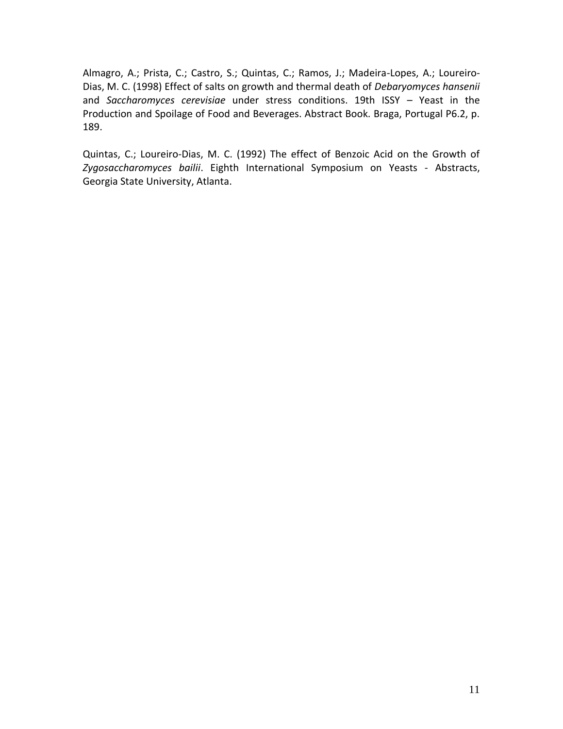Almagro, A.; Prista, C.; Castro, S.; Quintas, C.; Ramos, J.; Madeira-Lopes, A.; Loureiro-Dias, M. C. (1998) Effect of salts on growth and thermal death of *Debaryomyces hansenii* and *Saccharomyces cerevisiae* under stress conditions. 19th ISSY – Yeast in the Production and Spoilage of Food and Beverages. Abstract Book. Braga, Portugal P6.2, p. 189.

Quintas, C.; Loureiro-Dias, M. C. (1992) The effect of Benzoic Acid on the Growth of *Zygosaccharomyces bailii*. Eighth International Symposium on Yeasts - Abstracts, Georgia State University, Atlanta.